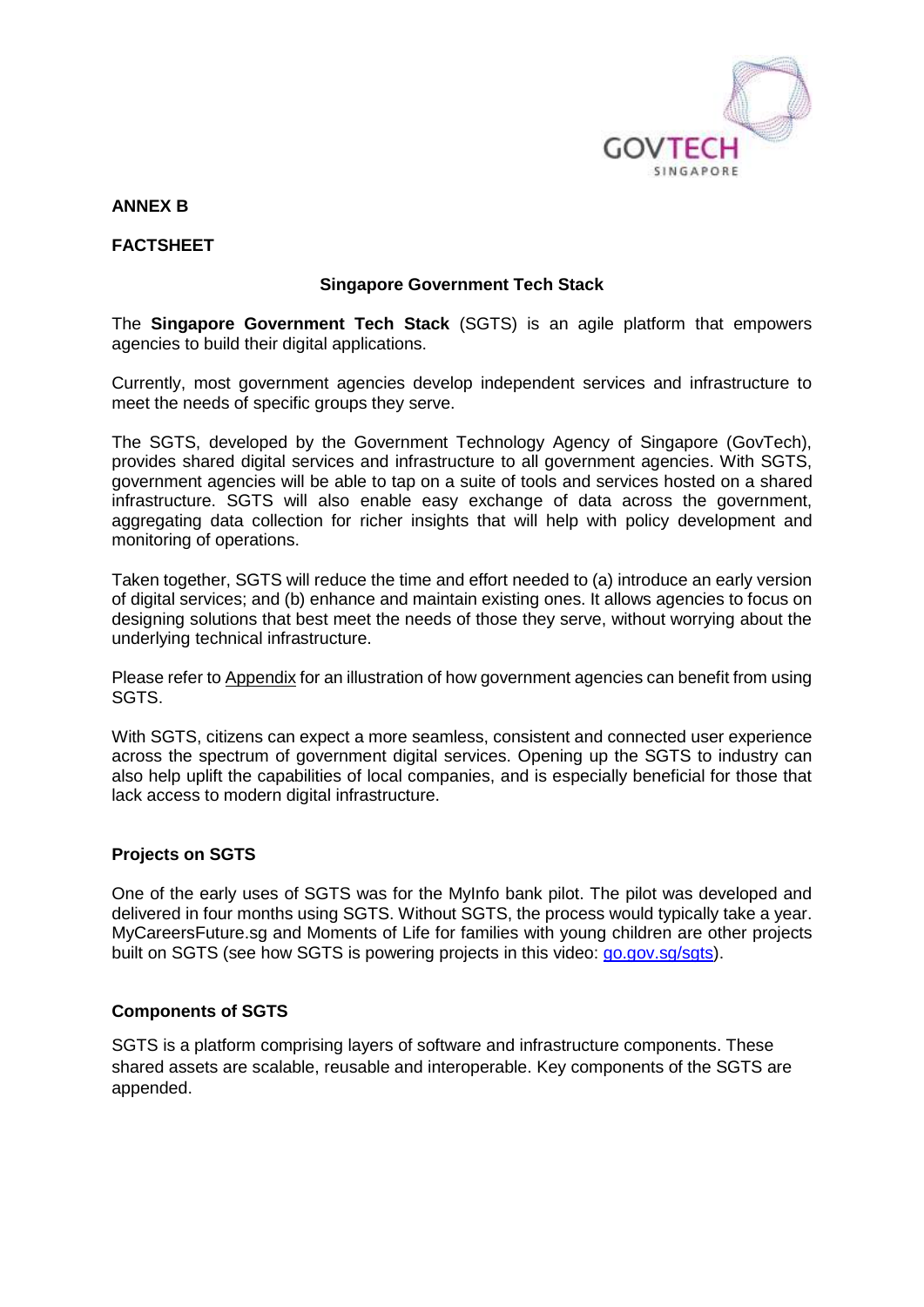**ANNEX B**

**FACTSHEET**

## Singapore Government Tech Stack

The **Singapore Government Tech Stack** (SGTS) is an agile platform that empowers agencies to build their digital applications.

Currently, most government agencies develop independent services and infrastructure to meet the needs of specific groups they serve.

The SGTS, developed by the Government Technology Agency of Singapore (GovTech), provides shared digital services and infrastructure to all government agencies. With SGTS, government agencies will be able to tap on a suite of tools and services hosted on a shared infrastructure. SGTS will also enable easy exchange of data across the government, aggregating data collection for richer insights that will help with policy development and monitoring of operations.

Taken together, SGTS will reduce the time and effort needed to (a) introduce an early version of digital services; and (b) enhance and maintain existing ones. It allows agencies to focus on designing solutions that best meet the needs of those they serve, without worrying about the underlying technical infrastructure.

Please refer to Appendix for an illustration of how government agencies can benefit from using SGTS.

With SGTS, citizens can expect a more seamless, consistent and connected user experience across the spectrum of government digital services. Opening up the SGTS to industry can also help uplift the capabilities of local companies, and is especially beneficial for those that lack access to modern digital infrastructure.

### Projects on SGTS

One of the early uses of SGTS was for the MyInfo bank pilot. The pilot was developed and delivered in four months using SGTS. Without SGTS, the process would typically take a year. MyCareersFuture.sg and Moments of Life for families with young children are other projects built on SGTS (see how SGTS is powering projects in this video: go.gov.sg/sgts).

### Components of SGTS

SGTS is a platform comprising layers of software and infrastructure components. These shared assets are scalable, reusable and interoperable. Key components of the SGTS are appended.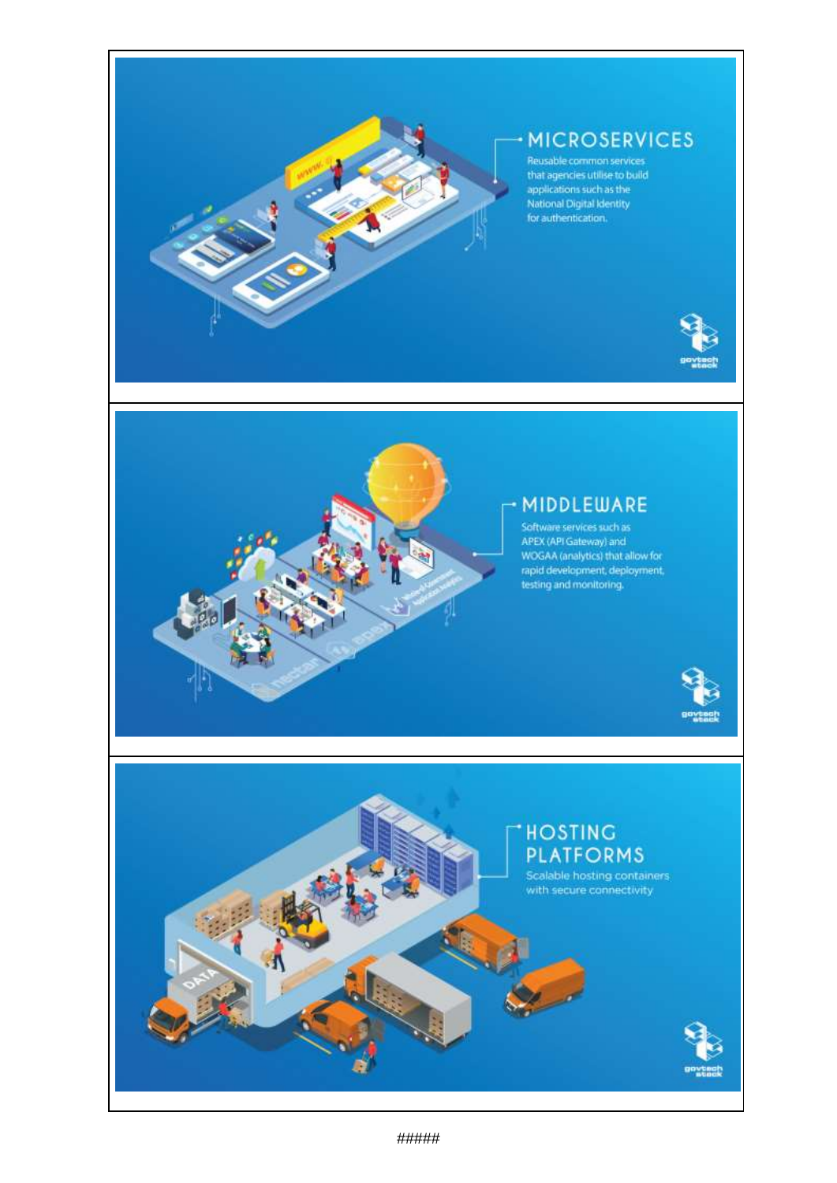## MICROSERVICES

Reusable common services that agencies utilise to build applications such as the National Digital Identity for authentication.

## MIDDLEWARE

Software services such as APEX (API Gateway) and WOGAA (analytics) that allow for rapid development, deployment, testing and monitoring.

## HOSTING PLATFORMS

Scalable hosting containers with secure connectivity

#####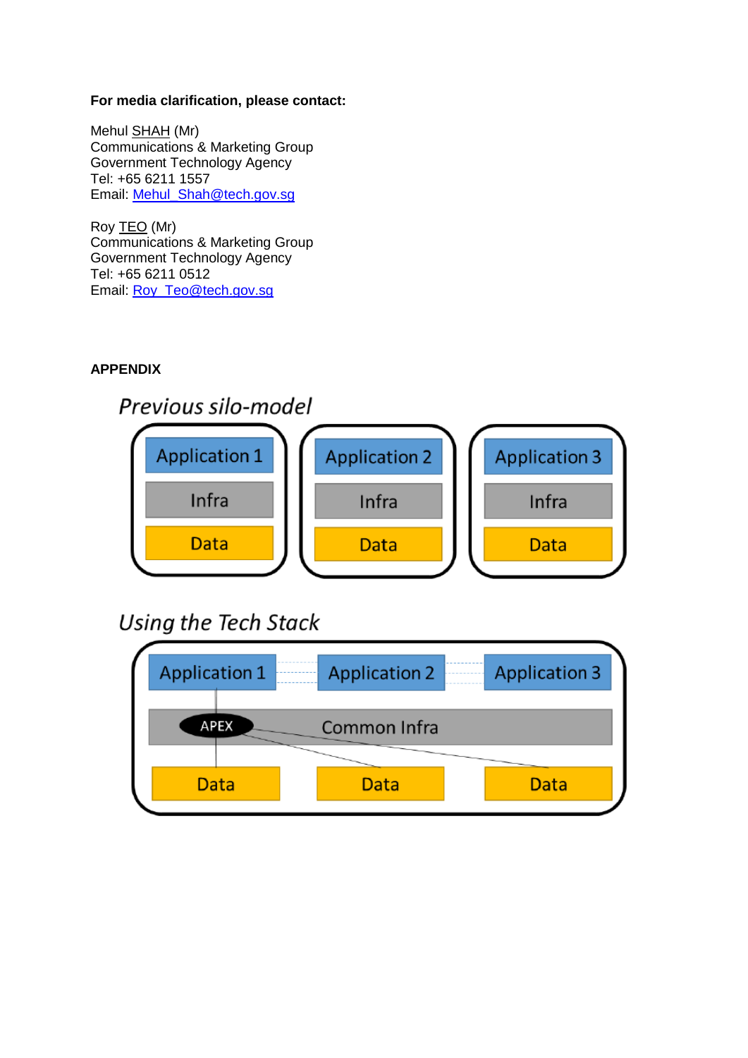**For media clarification, please contact:**

Mehul SHAH (Mr)
Communications & Marketing Group
Government Technology Agency
Tel: +65 6211 1557
Email: Mehul_Shah@tech.gov.sg

Roy TEO (Mr)
Communications & Marketing Group
Government Technology Agency
Tel: +65 6211 0512
Email: Roy_Teo@tech.gov.sg

**APPENDIX**

*Previous silo-model*

Application 1
Infra
Data

Application 2
Infra
Data

Application 3
Infra
Data

*Using the Tech Stack*

Application 1
Application 2
Application 3
APEX
Common Infra
Data
Data
Data